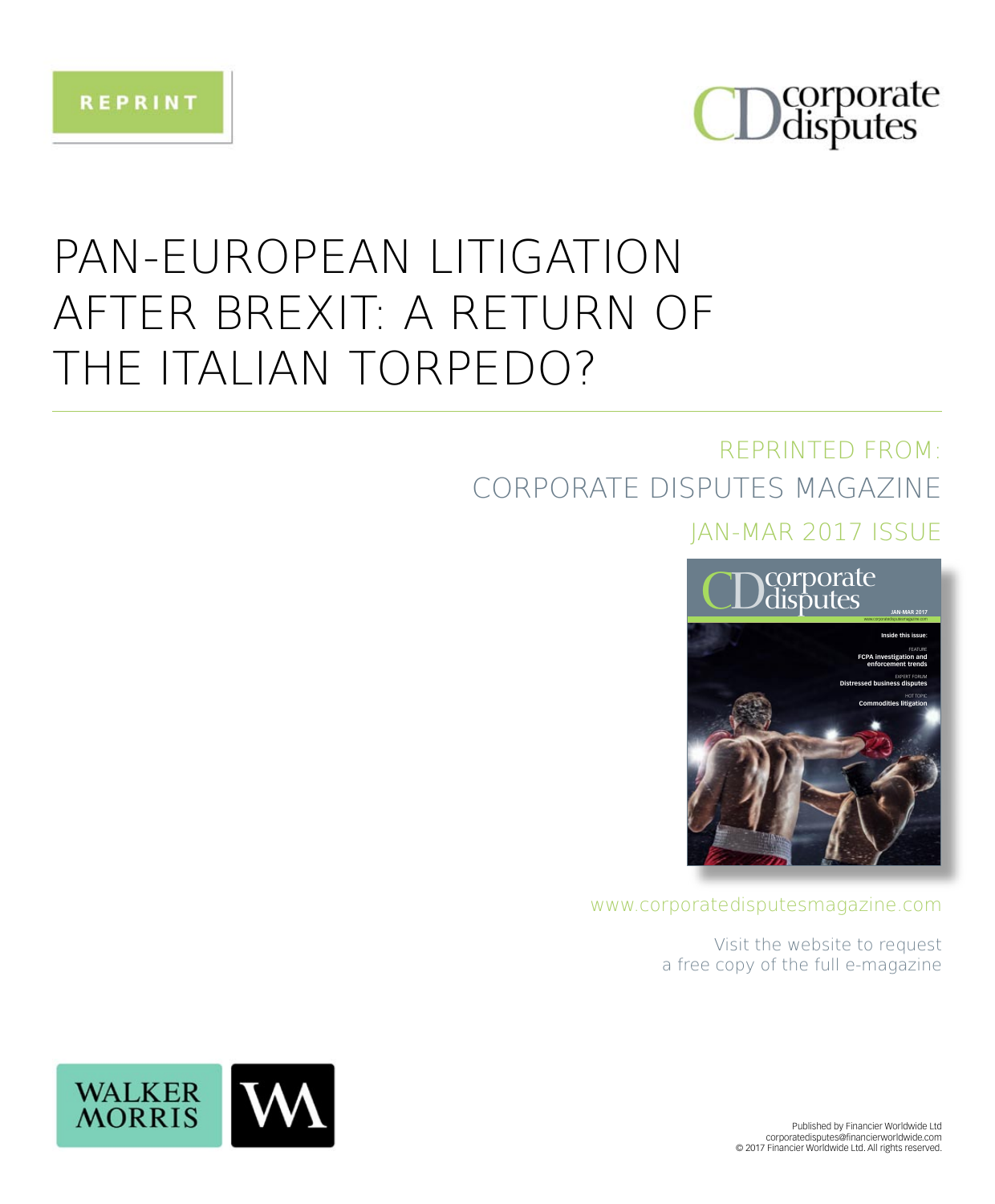REPRINT

# PAN-EUROPEAN LITIGATION AFTER BREXIT: A RETURN OF THE ITALIAN TORPEDO?

REPRINTED FROM:
CORPORATE DISPUTES MAGAZINE
JAN-MAR 2017 ISSUE

www.corporatedisputesmagazine.com

Visit the website to request a free copy of the full e-magazine

Published by Financier Worldwide Ltd
corporatedisputes@financierworldwide.com
© 2017 Financier Worldwide Ltd. All rights reserved.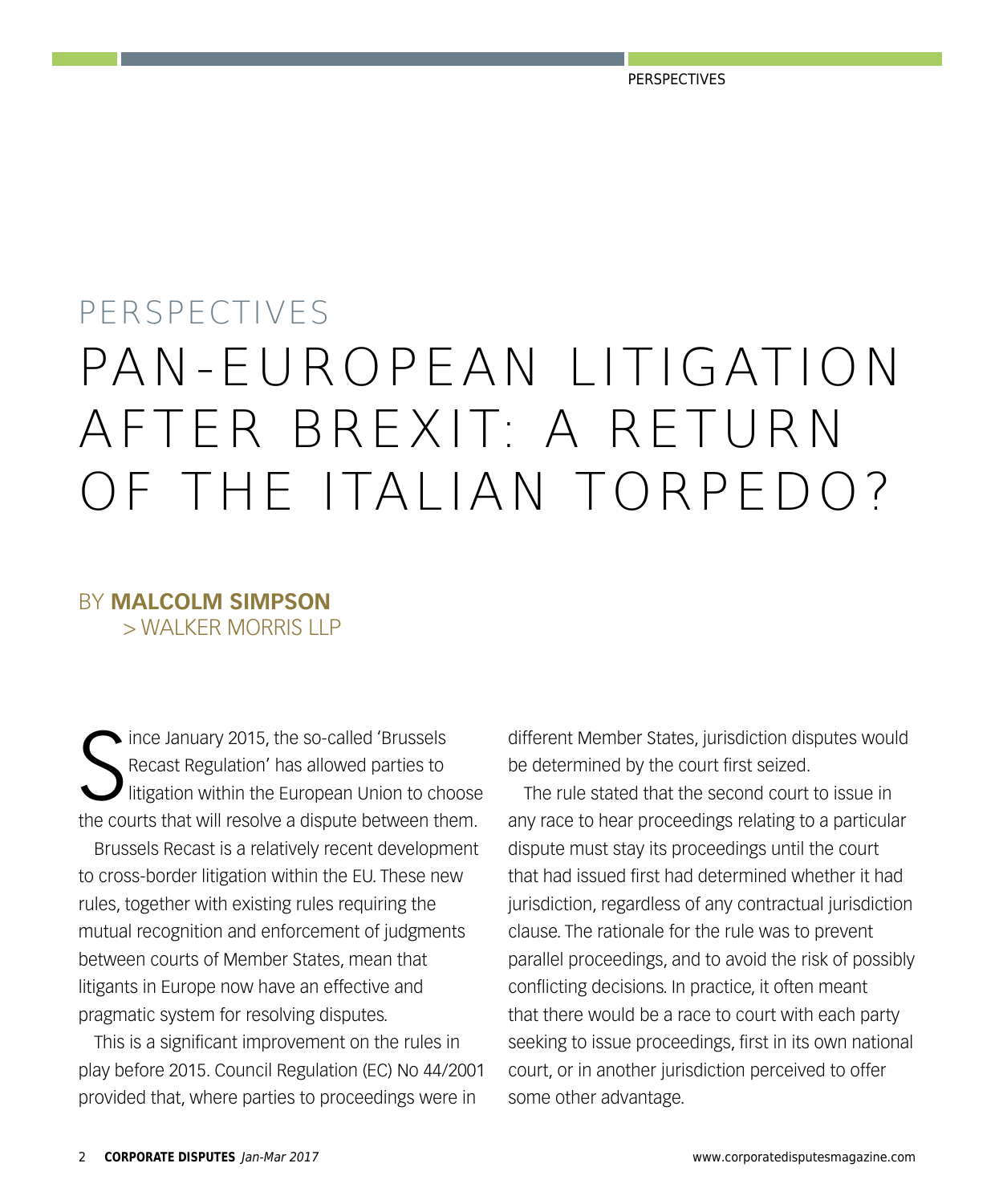PERSPECTIVES

# PAN-EUROPEAN LITIGATION AFTER BREXIT: A RETURN OF THE ITALIAN TORPEDO?

BY **MALCOLM SIMPSON**
> WALKER MORRIS LLP

Since January 2015, the so-called 'Brussels Recast Regulation' has allowed parties to litigation within the European Union to choose the courts that will resolve a dispute between them.

Brussels Recast is a relatively recent development to cross-border litigation within the EU. These new rules, together with existing rules requiring the mutual recognition and enforcement of judgments between courts of Member States, mean that litigants in Europe now have an effective and pragmatic system for resolving disputes.

This is a significant improvement on the rules in play before 2015. Council Regulation (EC) No 44/2001 provided that, where parties to proceedings were in different Member States, jurisdiction disputes would be determined by the court first seized.

The rule stated that the second court to issue in any race to hear proceedings relating to a particular dispute must stay its proceedings until the court that had issued first had determined whether it had jurisdiction, regardless of any contractual jurisdiction clause. The rationale for the rule was to prevent parallel proceedings, and to avoid the risk of possibly conflicting decisions. In practice, it often meant that there would be a race to court with each party seeking to issue proceedings, first in its own national court, or in another jurisdiction perceived to offer some other advantage.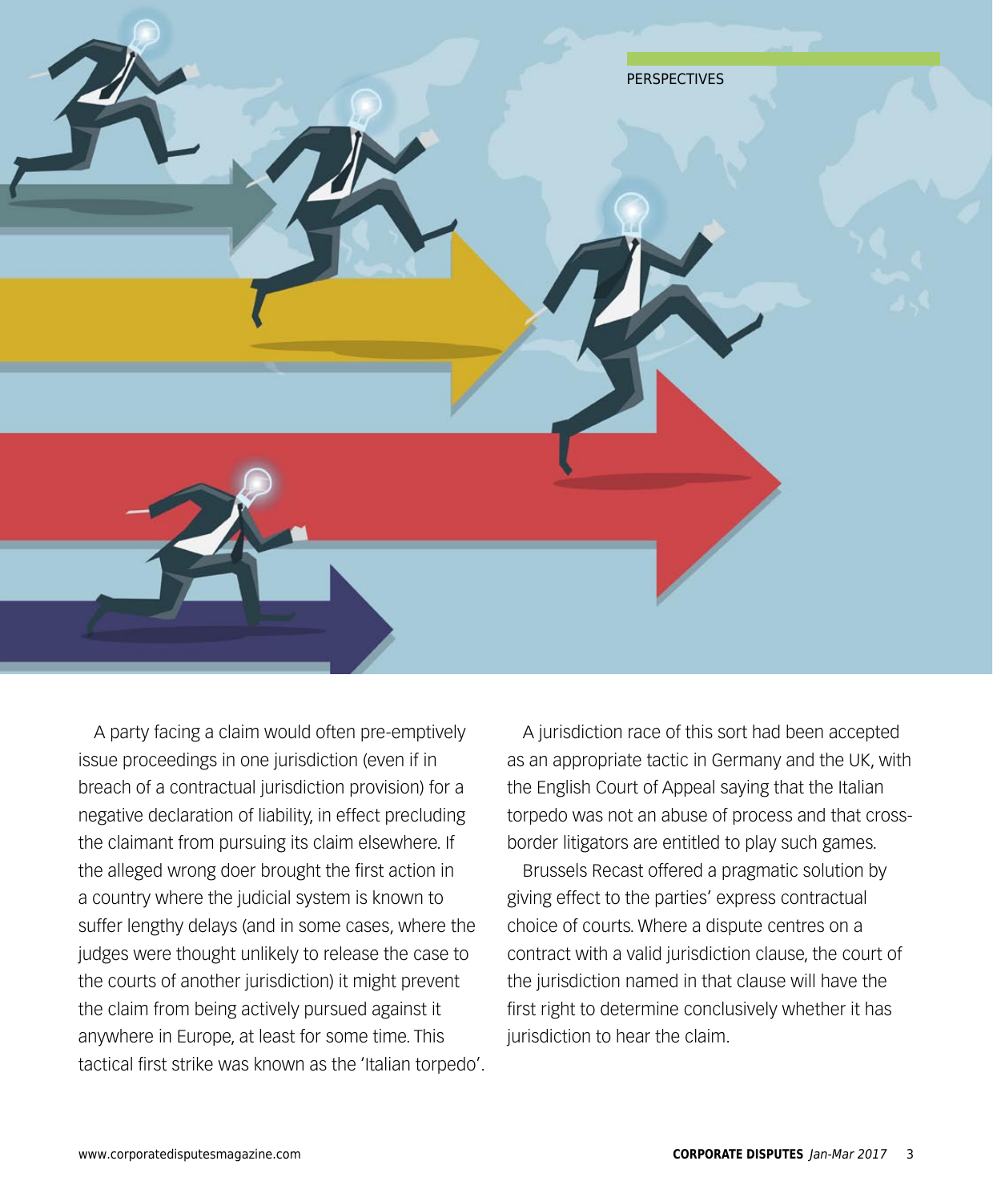A party facing a claim would often pre-emptively issue proceedings in one jurisdiction (even if in breach of a contractual jurisdiction provision) for a negative declaration of liability, in effect precluding the claimant from pursuing its claim elsewhere. If the alleged wrong doer brought the first action in a country where the judicial system is known to suffer lengthy delays (and in some cases, where the judges were thought unlikely to release the case to the courts of another jurisdiction) it might prevent the claim from being actively pursued against it anywhere in Europe, at least for some time. This tactical first strike was known as the 'Italian torpedo'.

A jurisdiction race of this sort had been accepted as an appropriate tactic in Germany and the UK, with the English Court of Appeal saying that the Italian torpedo was not an abuse of process and that cross-border litigators are entitled to play such games.

Brussels Recast offered a pragmatic solution by giving effect to the parties' express contractual choice of courts. Where a dispute centres on a contract with a valid jurisdiction clause, the court of the jurisdiction named in that clause will have the first right to determine conclusively whether it has jurisdiction to hear the claim.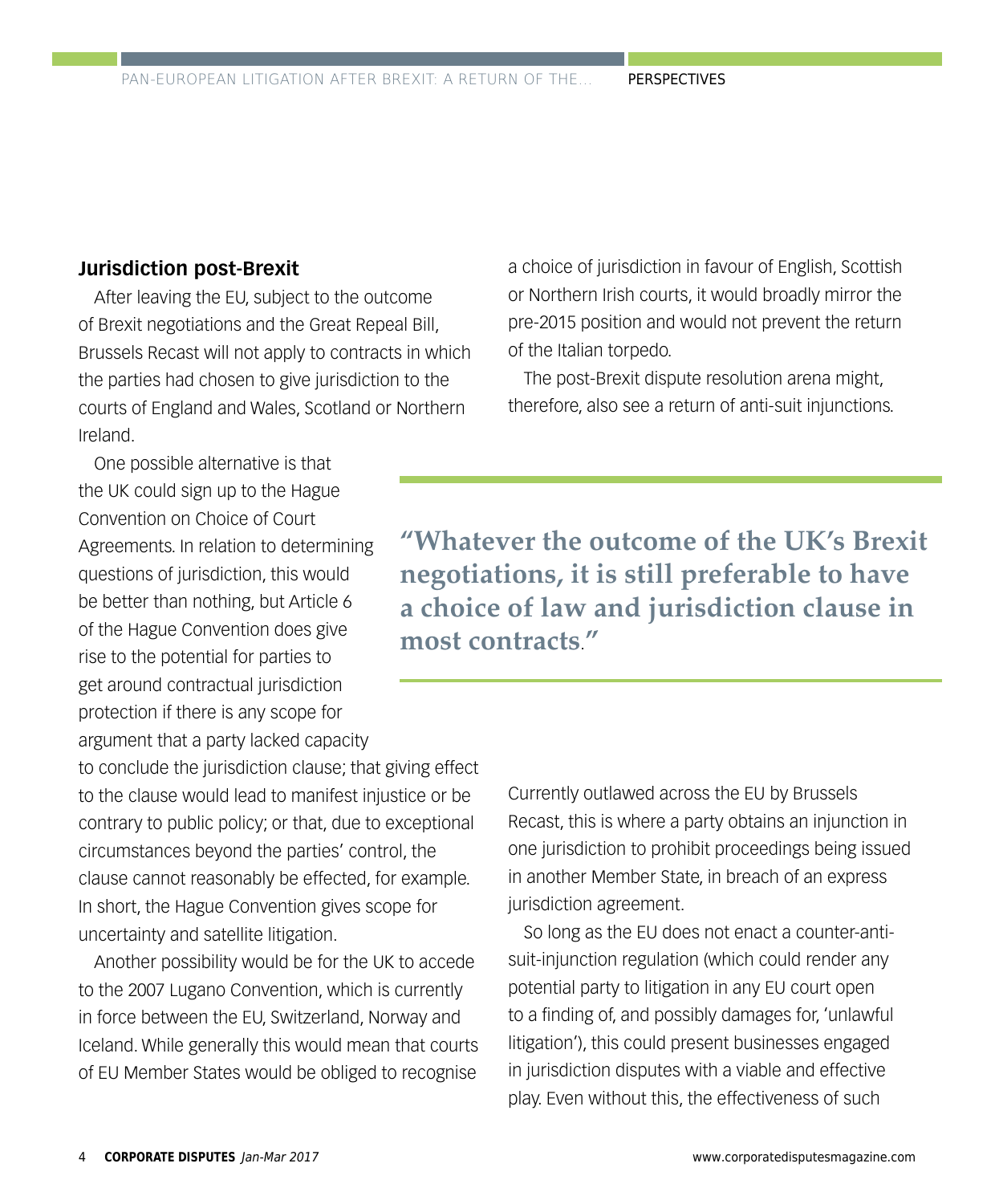## Jurisdiction post-Brexit

After leaving the EU, subject to the outcome of Brexit negotiations and the Great Repeal Bill, Brussels Recast will not apply to contracts in which the parties had chosen to give jurisdiction to the courts of England and Wales, Scotland or Northern Ireland.

One possible alternative is that the UK could sign up to the Hague Convention on Choice of Court Agreements. In relation to determining questions of jurisdiction, this would be better than nothing, but Article 6 of the Hague Convention does give rise to the potential for parties to get around contractual jurisdiction protection if there is any scope for argument that a party lacked capacity to conclude the jurisdiction clause; that giving effect to the clause would lead to manifest injustice or be contrary to public policy; or that, due to exceptional circumstances beyond the parties' control, the clause cannot reasonably be effected, for example. In short, the Hague Convention gives scope for uncertainty and satellite litigation.

Another possibility would be for the UK to accede to the 2007 Lugano Convention, which is currently in force between the EU, Switzerland, Norway and Iceland. While generally this would mean that courts of EU Member States would be obliged to recognise a choice of jurisdiction in favour of English, Scottish or Northern Irish courts, it would broadly mirror the pre-2015 position and would not prevent the return of the Italian torpedo.

The post-Brexit dispute resolution arena might, therefore, also see a return of anti-suit injunctions.

> **"Whatever the outcome of the UK's Brexit negotiations, it is still preferable to have a choice of law and jurisdiction clause in most contracts."**

Currently outlawed across the EU by Brussels Recast, this is where a party obtains an injunction in one jurisdiction to prohibit proceedings being issued in another Member State, in breach of an express jurisdiction agreement.

So long as the EU does not enact a counter-anti-suit-injunction regulation (which could render any potential party to litigation in any EU court open to a finding of, and possibly damages for, 'unlawful litigation'), this could present businesses engaged in jurisdiction disputes with a viable and effective play. Even without this, the effectiveness of such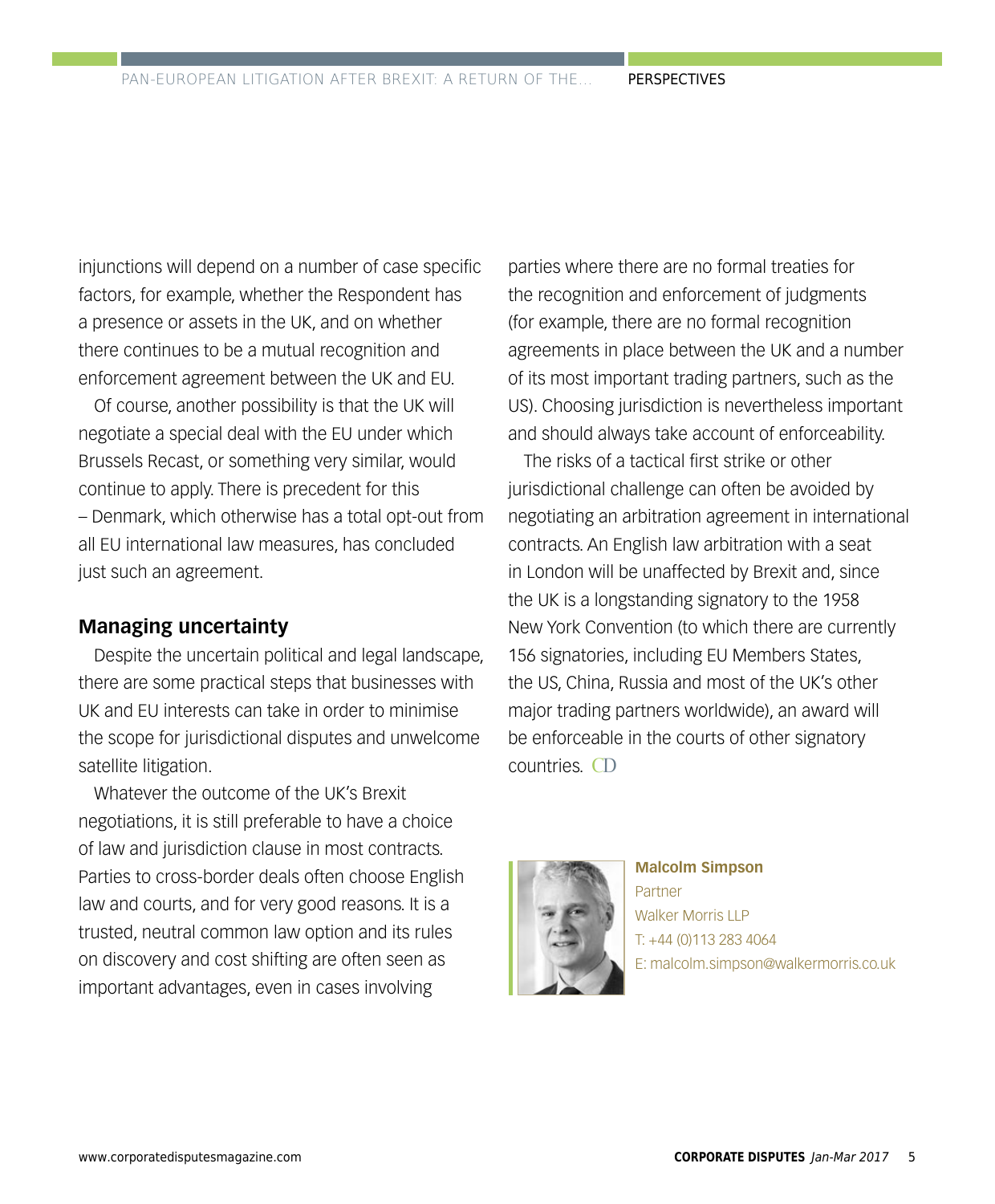injunctions will depend on a number of case specific factors, for example, whether the Respondent has a presence or assets in the UK, and on whether there continues to be a mutual recognition and enforcement agreement between the UK and EU.

Of course, another possibility is that the UK will negotiate a special deal with the EU under which Brussels Recast, or something very similar, would continue to apply. There is precedent for this – Denmark, which otherwise has a total opt-out from all EU international law measures, has concluded just such an agreement.

## Managing uncertainty

Despite the uncertain political and legal landscape, there are some practical steps that businesses with UK and EU interests can take in order to minimise the scope for jurisdictional disputes and unwelcome satellite litigation.

Whatever the outcome of the UK's Brexit negotiations, it is still preferable to have a choice of law and jurisdiction clause in most contracts. Parties to cross-border deals often choose English law and courts, and for very good reasons. It is a trusted, neutral common law option and its rules on discovery and cost shifting are often seen as important advantages, even in cases involving parties where there are no formal treaties for the recognition and enforcement of judgments (for example, there are no formal recognition agreements in place between the UK and a number of its most important trading partners, such as the US). Choosing jurisdiction is nevertheless important and should always take account of enforceability.

The risks of a tactical first strike or other jurisdictional challenge can often be avoided by negotiating an arbitration agreement in international contracts. An English law arbitration with a seat in London will be unaffected by Brexit and, since the UK is a longstanding signatory to the 1958 New York Convention (to which there are currently 156 signatories, including EU Members States, the US, China, Russia and most of the UK's other major trading partners worldwide), an award will be enforceable in the courts of other signatory countries. CD

**Malcolm Simpson**
Partner
Walker Morris LLP
T: +44 (0)113 283 4064
E: malcolm.simpson@walkermorris.co.uk